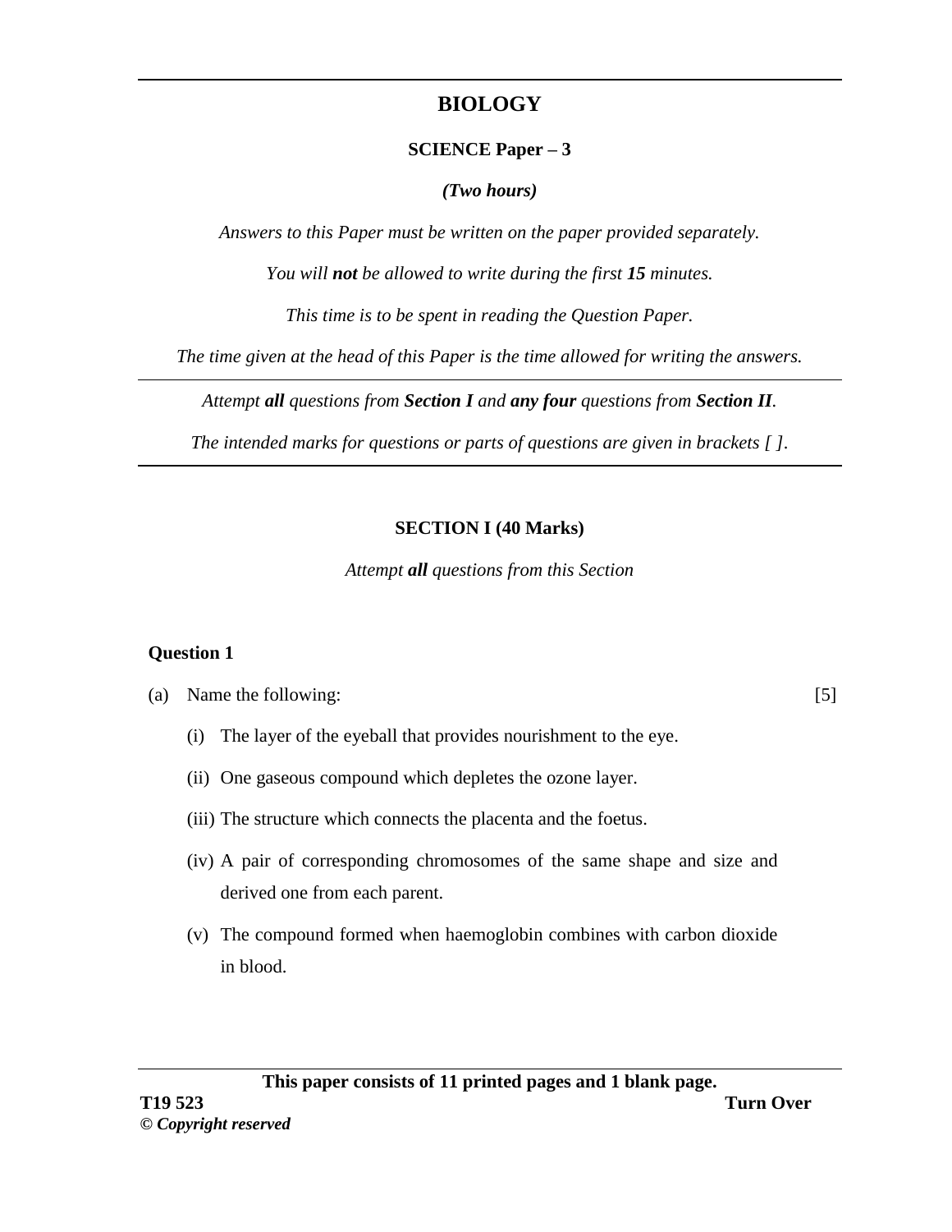# BIOLOGY

## SCIENCE Paper – 3

***(Two hours)***

*Answers to this Paper must be written on the paper provided separately.*

*You will **not** be allowed to write during the first **15** minutes.*

*This time is to be spent in reading the Question Paper.*

*The time given at the head of this Paper is the time allowed for writing the answers.*

---

*Attempt **all** questions from **Section I** and **any four** questions from **Section II**.*

*The intended marks for questions or parts of questions are given in brackets [ ].*

---

## SECTION I (40 Marks)

*Attempt **all** questions from this Section*

### Question 1

(a) Name the following: [5]

(i) The layer of the eyeball that provides nourishment to the eye.

(ii) One gaseous compound which depletes the ozone layer.

(iii) The structure which connects the placenta and the foetus.

(iv) A pair of corresponding chromosomes of the same shape and size and derived one from each parent.

(v) The compound formed when haemoglobin combines with carbon dioxide in blood.

**This paper consists of 11 printed pages and 1 blank page.**

**T19 523**

**© *Copyright reserved***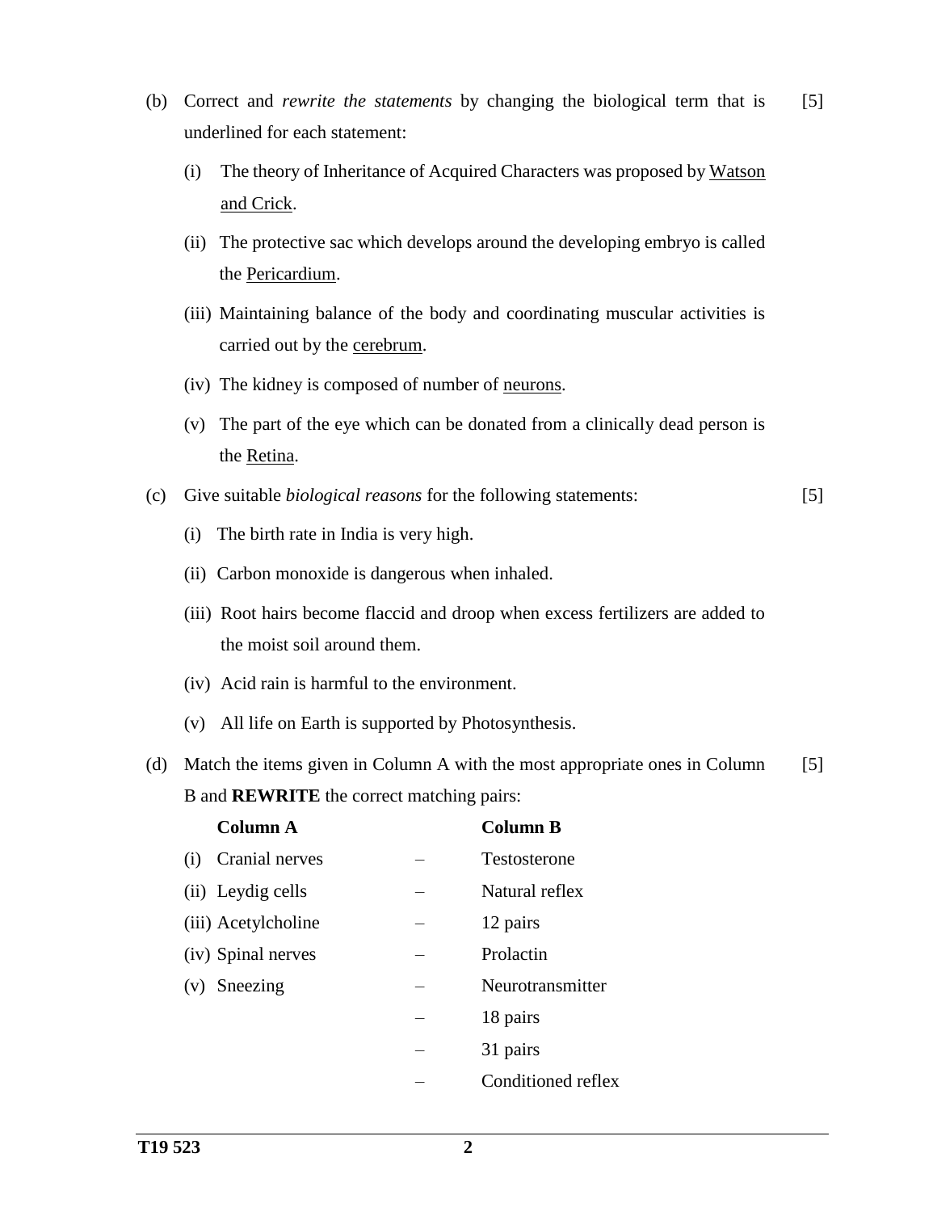(b) Correct and *rewrite the statements* by changing the biological term that is underlined for each statement: [5]

(i) The theory of Inheritance of Acquired Characters was proposed by <u>Watson and Crick</u>.

(ii) The protective sac which develops around the developing embryo is called the <u>Pericardium</u>.

(iii) Maintaining balance of the body and coordinating muscular activities is carried out by the <u>cerebrum</u>.

(iv) The kidney is composed of number of <u>neurons</u>.

(v) The part of the eye which can be donated from a clinically dead person is the <u>Retina</u>.

(c) Give suitable *biological reasons* for the following statements: [5]

(i) The birth rate in India is very high.

(ii) Carbon monoxide is dangerous when inhaled.

(iii) Root hairs become flaccid and droop when excess fertilizers are added to the moist soil around them.

(iv) Acid rain is harmful to the environment.

(v) All life on Earth is supported by Photosynthesis.

(d) Match the items given in Column A with the most appropriate ones in Column B and **REWRITE** the correct matching pairs: [5]

| Column A | | Column B |
|---|---|---|
| (i) Cranial nerves | – | Testosterone |
| (ii) Leydig cells | – | Natural reflex |
| (iii) Acetylcholine | – | 12 pairs |
| (iv) Spinal nerves | – | Prolactin |
| (v) Sneezing | – | Neurotransmitter |
| | – | 18 pairs |
| | – | 31 pairs |
| | – | Conditioned reflex |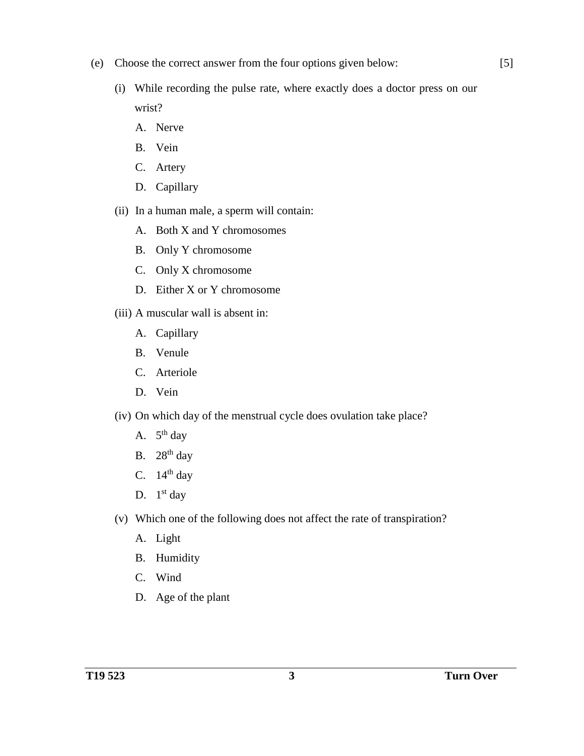(e) Choose the correct answer from the four options given below: [5]

(i) While recording the pulse rate, where exactly does a doctor press on our wrist?

A. Nerve

B. Vein

C. Artery

D. Capillary

(ii) In a human male, a sperm will contain:

A. Both X and Y chromosomes

B. Only Y chromosome

C. Only X chromosome

D. Either X or Y chromosome

(iii) A muscular wall is absent in:

A. Capillary

B. Venule

C. Arteriole

D. Vein

(iv) On which day of the menstrual cycle does ovulation take place?

A. $5^{th}$ day

B. $28^{th}$ day

C. $14^{th}$ day

D. $1^{st}$ day

(v) Which one of the following does not affect the rate of transpiration?

A. Light

B. Humidity

C. Wind

D. Age of the plant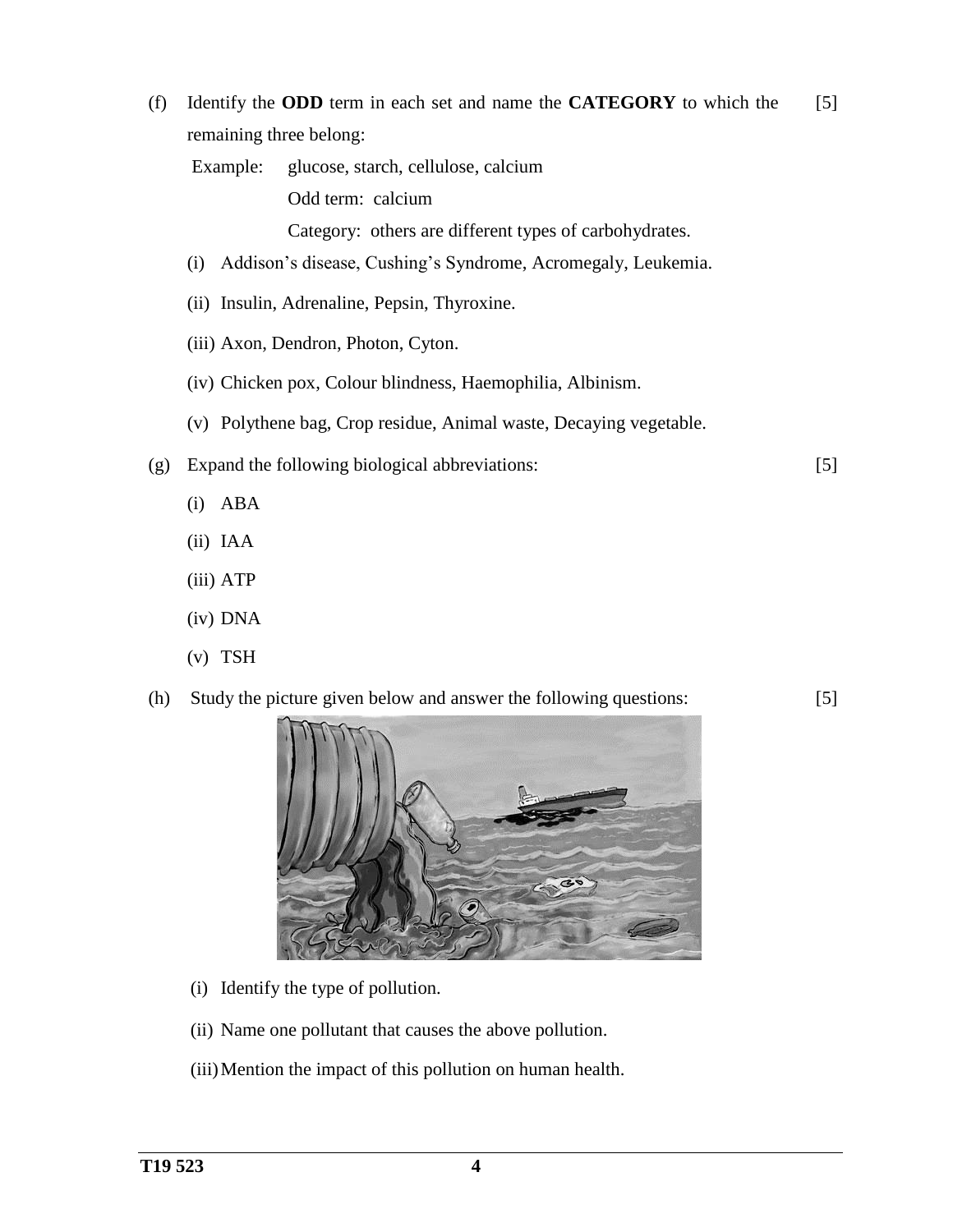(f) Identify the **ODD** term in each set and name the **CATEGORY** to which the remaining three belong: [5]

Example: glucose, starch, cellulose, calcium

Odd term: calcium

Category: others are different types of carbohydrates.

(i) Addison's disease, Cushing's Syndrome, Acromegaly, Leukemia.

(ii) Insulin, Adrenaline, Pepsin, Thyroxine.

(iii) Axon, Dendron, Photon, Cyton.

(iv) Chicken pox, Colour blindness, Haemophilia, Albinism.

(v) Polythene bag, Crop residue, Animal waste, Decaying vegetable.

(g) Expand the following biological abbreviations: [5]

(i) ABA

(ii) IAA

(iii) ATP

(iv) DNA

(v) TSH

(h) Study the picture given below and answer the following questions: [5]

(i) Identify the type of pollution.

(ii) Name one pollutant that causes the above pollution.

(iii) Mention the impact of this pollution on human health.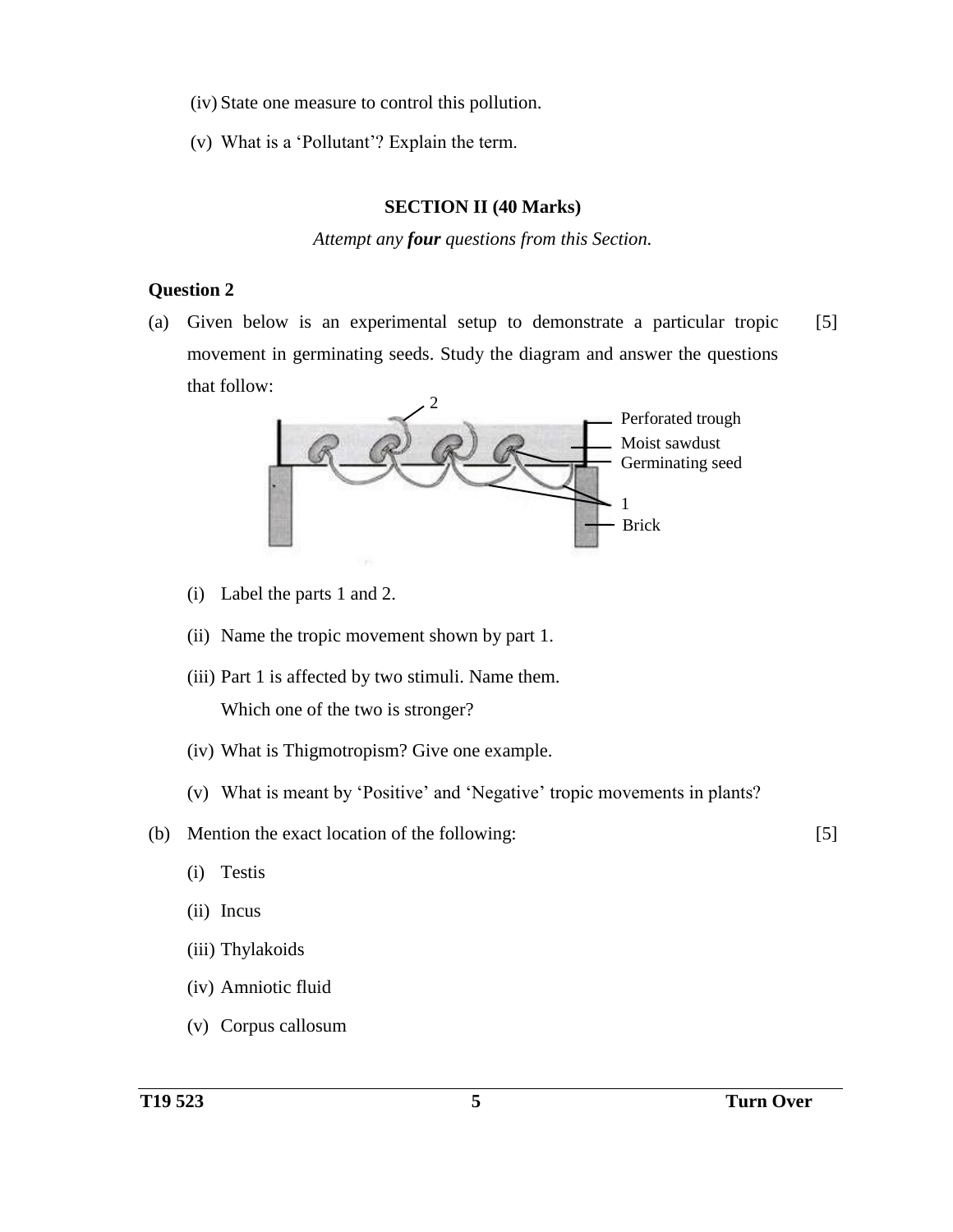(iv) State one measure to control this pollution.

(v) What is a 'Pollutant'? Explain the term.

## SECTION II (40 Marks)

*Attempt any **four** questions from this Section.*

### Question 2

(a) Given below is an experimental setup to demonstrate a particular tropic movement in germinating seeds. Study the diagram and answer the questions that follow: [5]

2

Perforated trough

Moist sawdust

Germinating seed

1

Brick

(i) Label the parts 1 and 2.

(ii) Name the tropic movement shown by part 1.

(iii) Part 1 is affected by two stimuli. Name them.
Which one of the two is stronger?

(iv) What is Thigmotropism? Give one example.

(v) What is meant by 'Positive' and 'Negative' tropic movements in plants?

(b) Mention the exact location of the following: [5]

(i) Testis

(ii) Incus

(iii) Thylakoids

(iv) Amniotic fluid

(v) Corpus callosum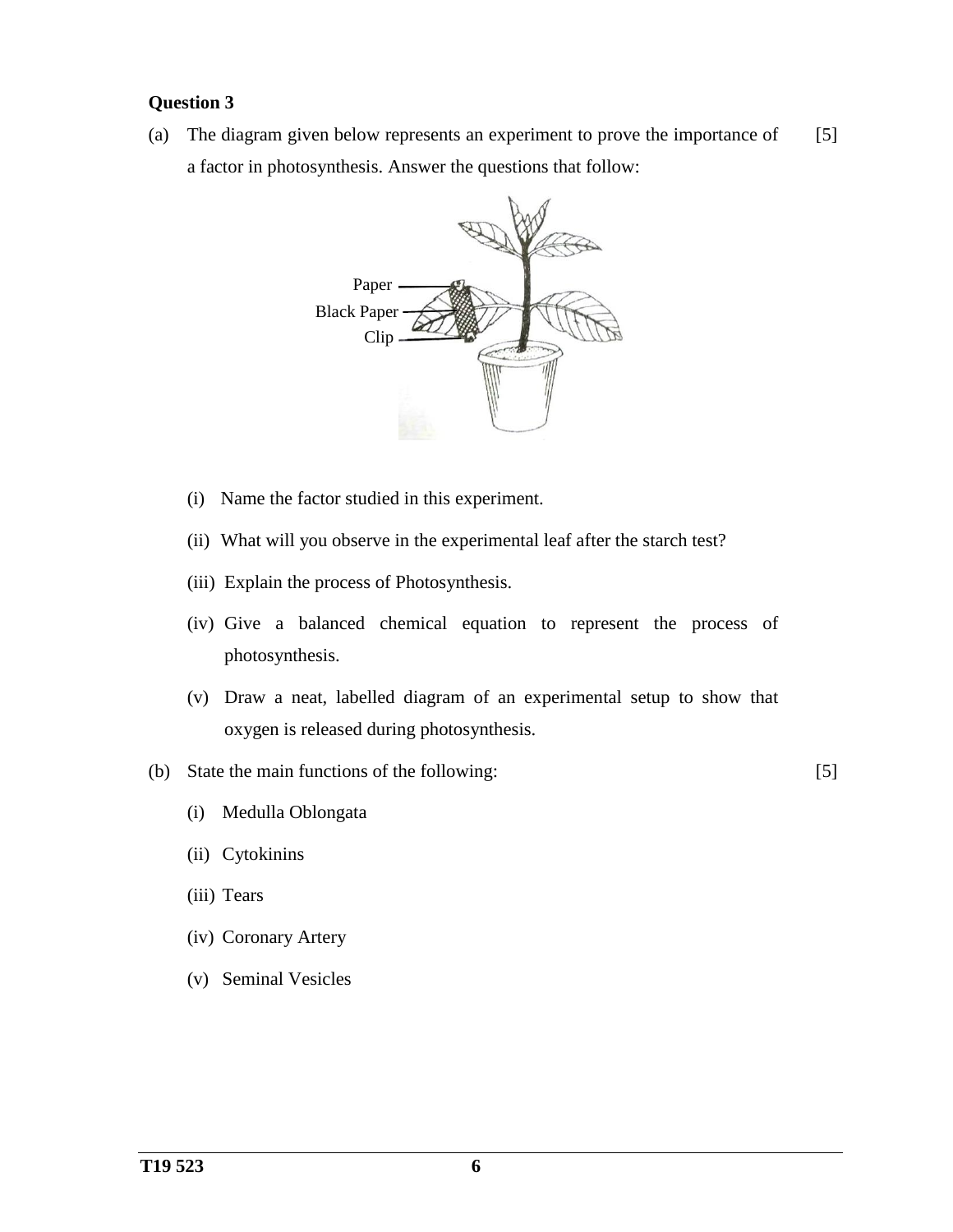**Question 3**

(a) The diagram given below represents an experiment to prove the importance of a factor in photosynthesis. Answer the questions that follow: [5]

Paper

Black Paper

Clip

(i) Name the factor studied in this experiment.

(ii) What will you observe in the experimental leaf after the starch test?

(iii) Explain the process of Photosynthesis.

(iv) Give a balanced chemical equation to represent the process of photosynthesis.

(v) Draw a neat, labelled diagram of an experimental setup to show that oxygen is released during photosynthesis.

(b) State the main functions of the following: [5]

(i) Medulla Oblongata

(ii) Cytokinins

(iii) Tears

(iv) Coronary Artery

(v) Seminal Vesicles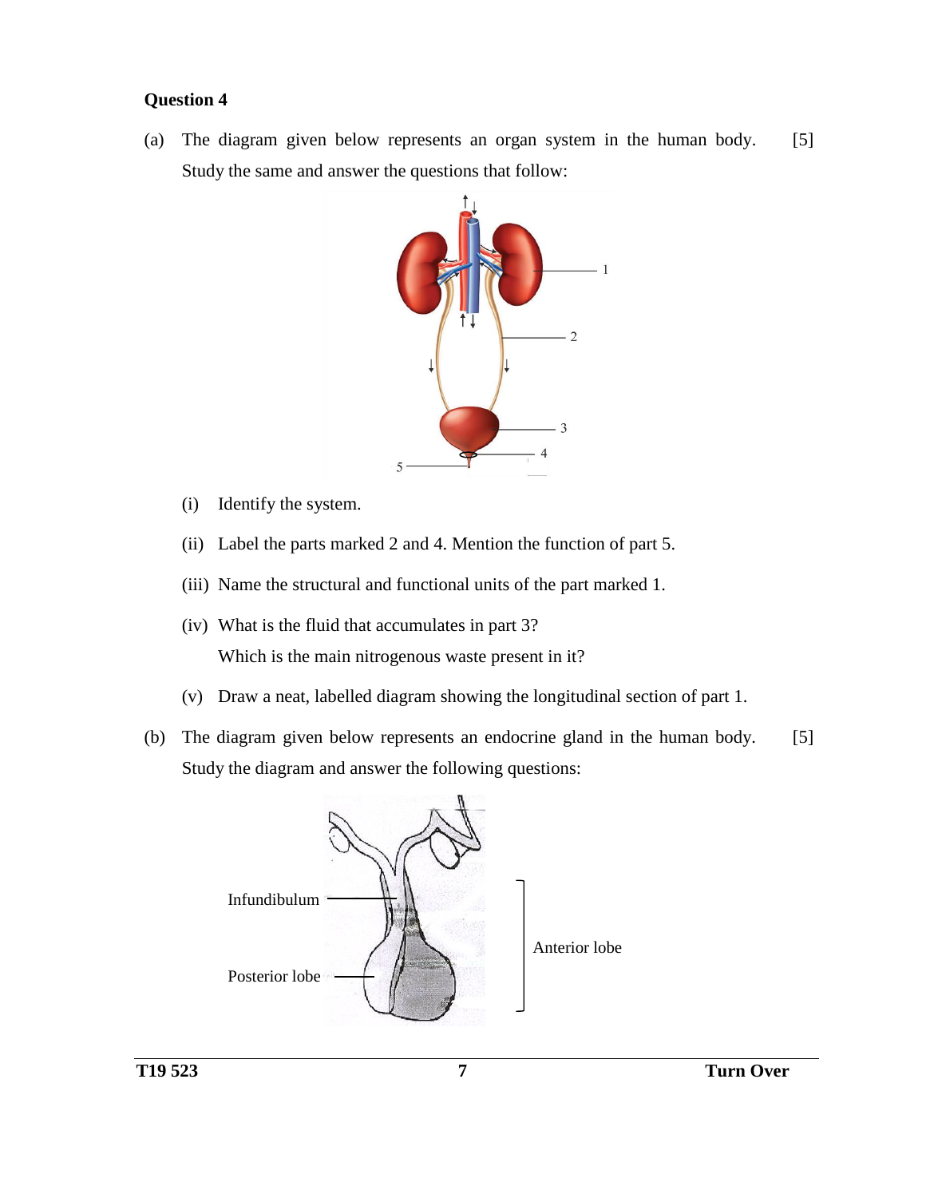**Question 4**

(a) The diagram given below represents an organ system in the human body. Study the same and answer the questions that follow: [5]

(i) Identify the system.

(ii) Label the parts marked 2 and 4. Mention the function of part 5.

(iii) Name the structural and functional units of the part marked 1.

(iv) What is the fluid that accumulates in part 3?
Which is the main nitrogenous waste present in it?

(v) Draw a neat, labelled diagram showing the longitudinal section of part 1.

(b) The diagram given below represents an endocrine gland in the human body. Study the diagram and answer the following questions: [5]

Infundibulum

Posterior lobe

Anterior lobe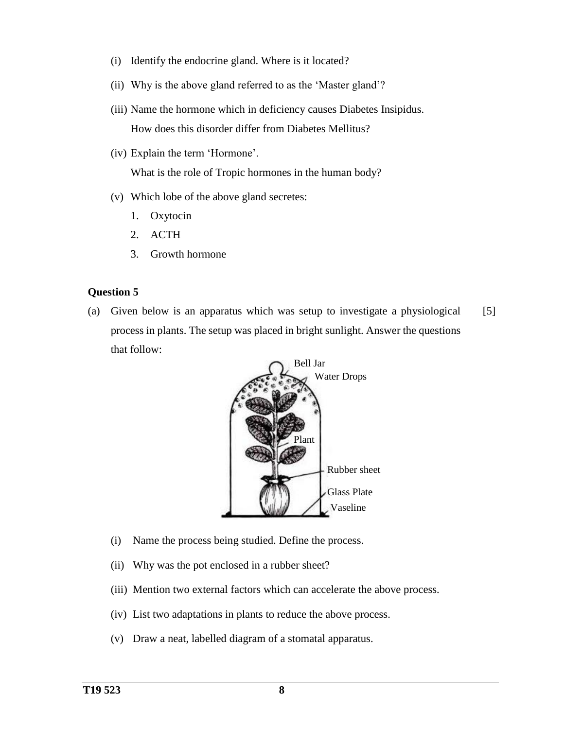(i) Identify the endocrine gland. Where is it located?

(ii) Why is the above gland referred to as the 'Master gland'?

(iii) Name the hormone which in deficiency causes Diabetes Insipidus. How does this disorder differ from Diabetes Mellitus?

(iv) Explain the term 'Hormone'.
What is the role of Tropic hormones in the human body?

(v) Which lobe of the above gland secretes:

1. Oxytocin
2. ACTH
3. Growth hormone

**Question 5**

(a) Given below is an apparatus which was setup to investigate a physiological process in plants. The setup was placed in bright sunlight. Answer the questions that follow: [5]

Bell Jar
Water Drops
Plant
Rubber sheet
Glass Plate
Vaseline

(i) Name the process being studied. Define the process.

(ii) Why was the pot enclosed in a rubber sheet?

(iii) Mention two external factors which can accelerate the above process.

(iv) List two adaptations in plants to reduce the above process.

(v) Draw a neat, labelled diagram of a stomatal apparatus.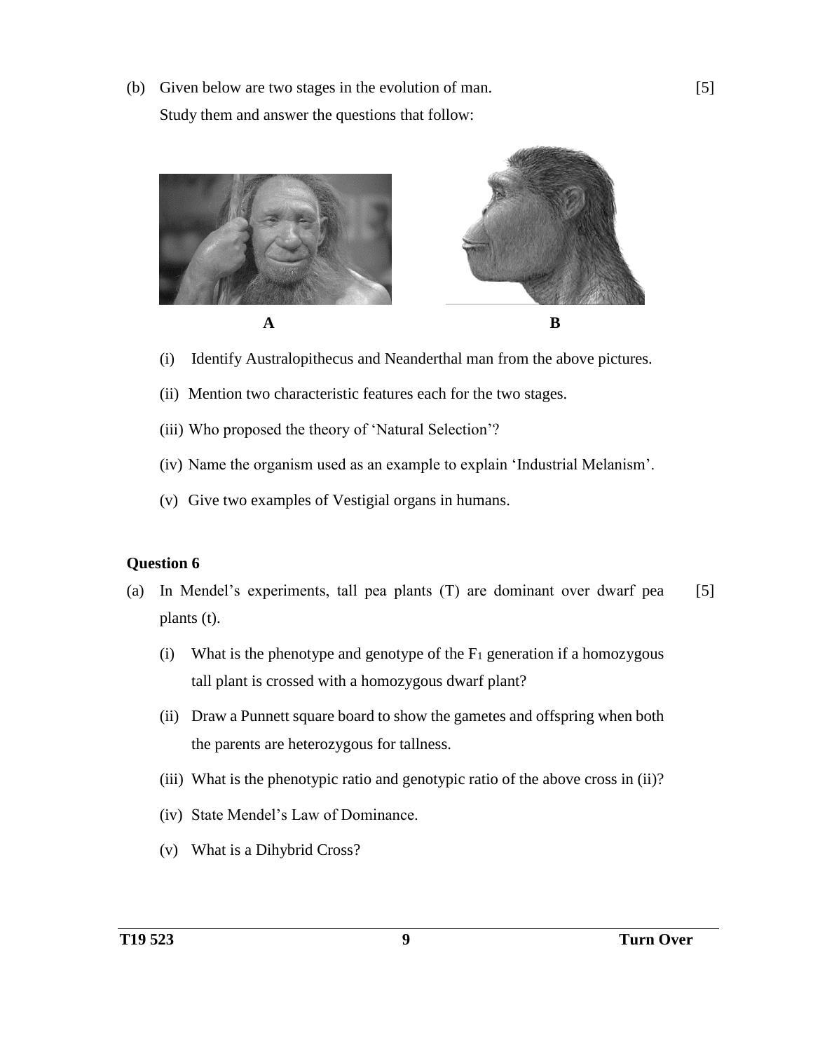(b) Given below are two stages in the evolution of man. [5]

Study them and answer the questions that follow:

A B

(i) Identify Australopithecus and Neanderthal man from the above pictures.

(ii) Mention two characteristic features each for the two stages.

(iii) Who proposed the theory of 'Natural Selection'?

(iv) Name the organism used as an example to explain 'Industrial Melanism'.

(v) Give two examples of Vestigial organs in humans.

**Question 6**

(a) In Mendel's experiments, tall pea plants (T) are dominant over dwarf pea plants (t). [5]

(i) What is the phenotype and genotype of the $F_1$ generation if a homozygous tall plant is crossed with a homozygous dwarf plant?

(ii) Draw a Punnett square board to show the gametes and offspring when both the parents are heterozygous for tallness.

(iii) What is the phenotypic ratio and genotypic ratio of the above cross in (ii)?

(iv) State Mendel's Law of Dominance.

(v) What is a Dihybrid Cross?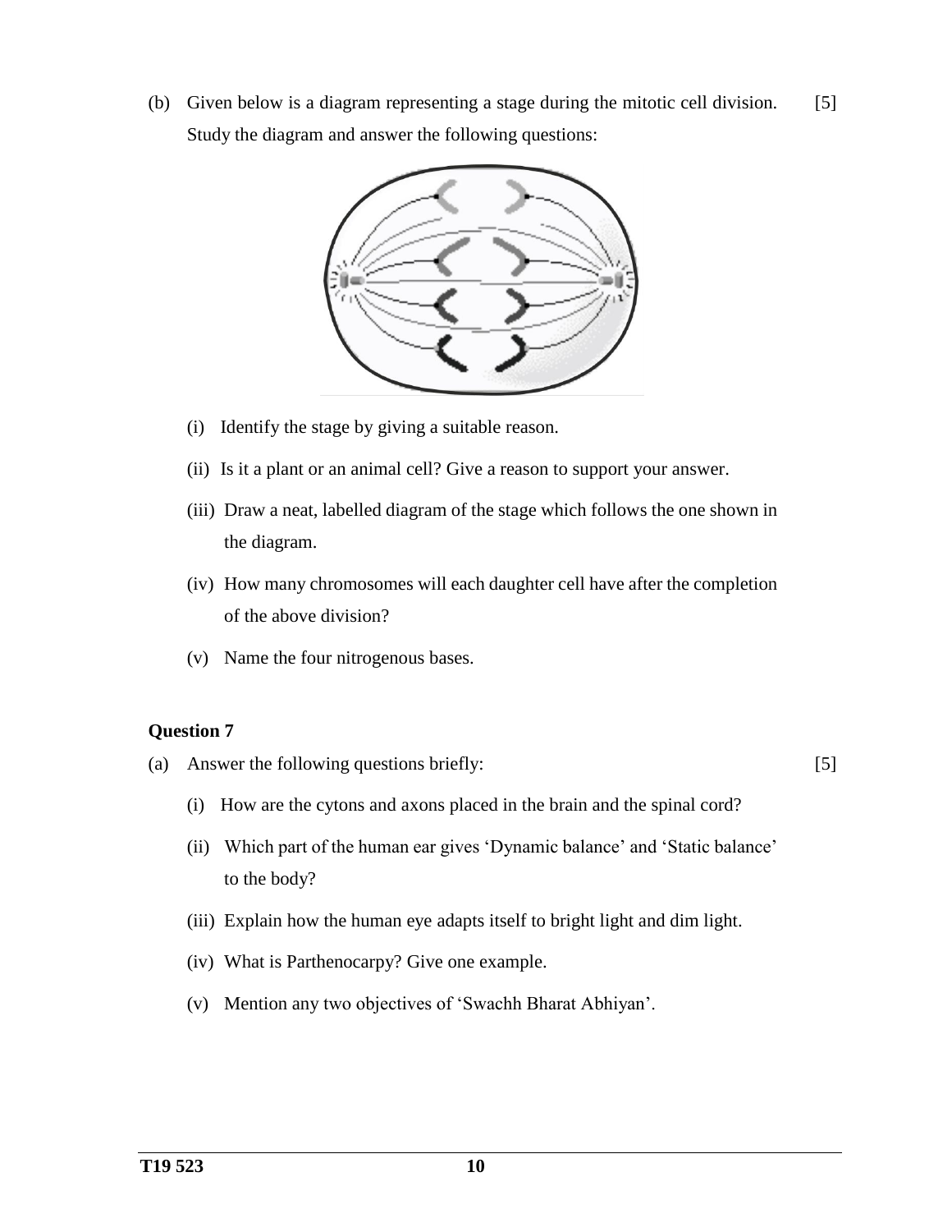(b) Given below is a diagram representing a stage during the mitotic cell division. Study the diagram and answer the following questions: [5]

(i) Identify the stage by giving a suitable reason.

(ii) Is it a plant or an animal cell? Give a reason to support your answer.

(iii) Draw a neat, labelled diagram of the stage which follows the one shown in the diagram.

(iv) How many chromosomes will each daughter cell have after the completion of the above division?

(v) Name the four nitrogenous bases.

**Question 7**

(a) Answer the following questions briefly: [5]

(i) How are the cytons and axons placed in the brain and the spinal cord?

(ii) Which part of the human ear gives 'Dynamic balance' and 'Static balance' to the body?

(iii) Explain how the human eye adapts itself to bright light and dim light.

(iv) What is Parthenocarpy? Give one example.

(v) Mention any two objectives of 'Swachh Bharat Abhiyan'.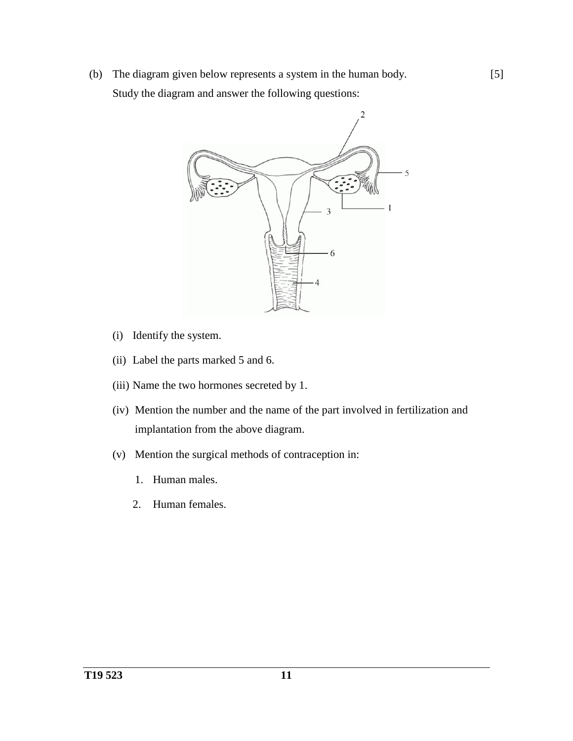(b) The diagram given below represents a system in the human body. [5]

Study the diagram and answer the following questions:

2

5

1

3

6

4

(i) Identify the system.

(ii) Label the parts marked 5 and 6.

(iii) Name the two hormones secreted by 1.

(iv) Mention the number and the name of the part involved in fertilization and implantation from the above diagram.

(v) Mention the surgical methods of contraception in:

1. Human males.
2. Human females.